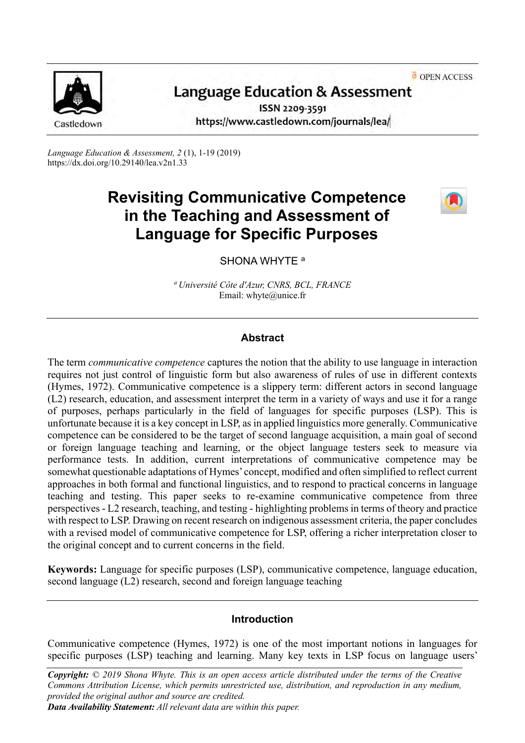OPEN ACCESS

**Language Education & Assessment**
ISSN 2209-3591
https://www.castledown.com/journals/lea/

*Language Education & Assessment, 2* (1), 1-19 (2019)
https://dx.doi.org/10.29140/lea.v2n1.33

# Revisiting Communicative Competence in the Teaching and Assessment of Language for Specific Purposes

SHONA WHYTE [a]

[a] *Université Côte d'Azur, CNRS, BCL, FRANCE*
Email: whyte@unice.fr

## Abstract

The term *communicative competence* captures the notion that the ability to use language in interaction requires not just control of linguistic form but also awareness of rules of use in different contexts (Hymes, 1972). Communicative competence is a slippery term: different actors in second language (L2) research, education, and assessment interpret the term in a variety of ways and use it for a range of purposes, perhaps particularly in the field of languages for specific purposes (LSP). This is unfortunate because it is a key concept in LSP, as in applied linguistics more generally. Communicative competence can be considered to be the target of second language acquisition, a main goal of second or foreign language teaching and learning, or the object language testers seek to measure via performance tests. In addition, current interpretations of communicative competence may be somewhat questionable adaptations of Hymes' concept, modified and often simplified to reflect current approaches in both formal and functional linguistics, and to respond to practical concerns in language teaching and testing. This paper seeks to re-examine communicative competence from three perspectives - L2 research, teaching, and testing - highlighting problems in terms of theory and practice with respect to LSP. Drawing on recent research on indigenous assessment criteria, the paper concludes with a revised model of communicative competence for LSP, offering a richer interpretation closer to the original concept and to current concerns in the field.

**Keywords:** Language for specific purposes (LSP), communicative competence, language education, second language (L2) research, second and foreign language teaching

## Introduction

Communicative competence (Hymes, 1972) is one of the most important notions in languages for specific purposes (LSP) teaching and learning. Many key texts in LSP focus on language users'

***Copyright:*** *© 2019 Shona Whyte. This is an open access article distributed under the terms of the Creative Commons Attribution License, which permits unrestricted use, distribution, and reproduction in any medium, provided the original author and source are credited.*
***Data Availability Statement:*** *All relevant data are within this paper.*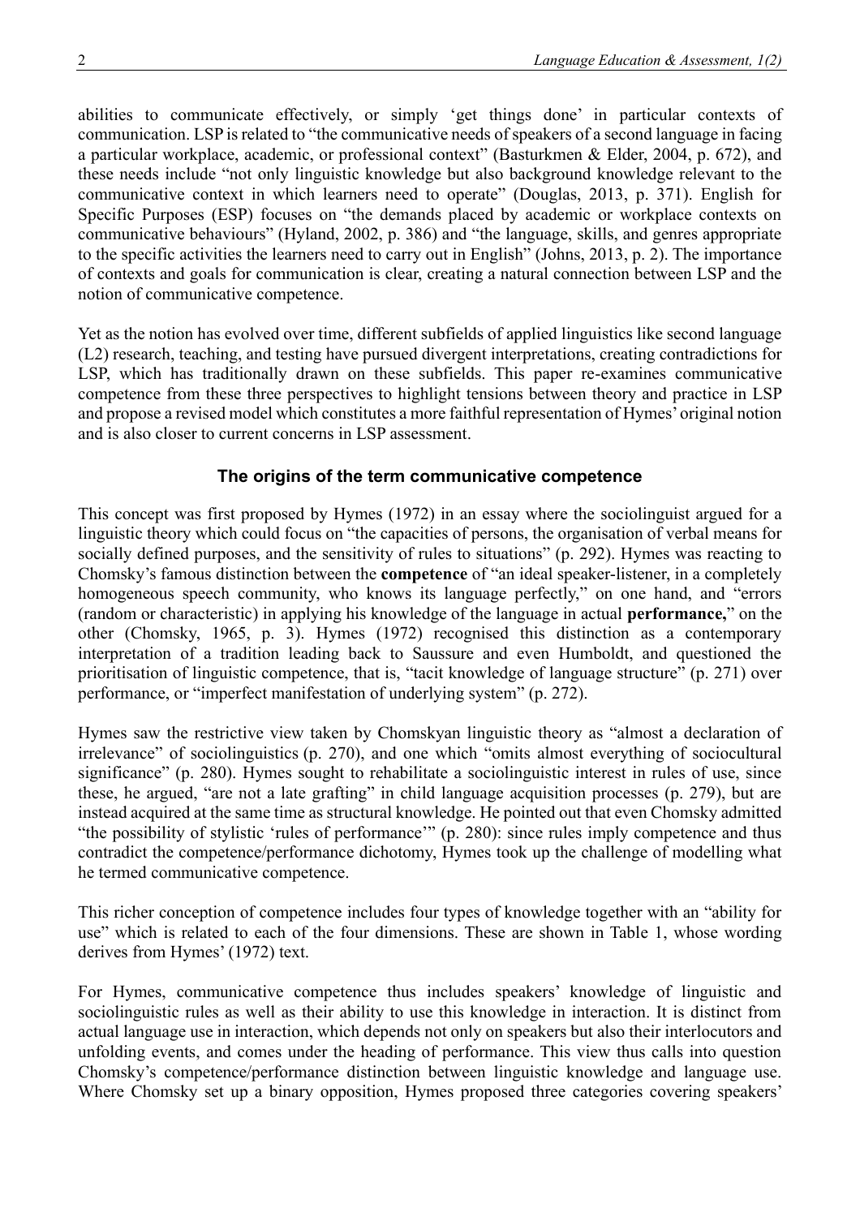abilities to communicate effectively, or simply 'get things done' in particular contexts of communication. LSP is related to "the communicative needs of speakers of a second language in facing a particular workplace, academic, or professional context" (Basturkmen & Elder, 2004, p. 672), and these needs include "not only linguistic knowledge but also background knowledge relevant to the communicative context in which learners need to operate" (Douglas, 2013, p. 371). English for Specific Purposes (ESP) focuses on "the demands placed by academic or workplace contexts on communicative behaviours" (Hyland, 2002, p. 386) and "the language, skills, and genres appropriate to the specific activities the learners need to carry out in English" (Johns, 2013, p. 2). The importance of contexts and goals for communication is clear, creating a natural connection between LSP and the notion of communicative competence.

Yet as the notion has evolved over time, different subfields of applied linguistics like second language (L2) research, teaching, and testing have pursued divergent interpretations, creating contradictions for LSP, which has traditionally drawn on these subfields. This paper re-examines communicative competence from these three perspectives to highlight tensions between theory and practice in LSP and propose a revised model which constitutes a more faithful representation of Hymes' original notion and is also closer to current concerns in LSP assessment.

## The origins of the term communicative competence

This concept was first proposed by Hymes (1972) in an essay where the sociolinguist argued for a linguistic theory which could focus on "the capacities of persons, the organisation of verbal means for socially defined purposes, and the sensitivity of rules to situations" (p. 292). Hymes was reacting to Chomsky's famous distinction between the **competence** of "an ideal speaker-listener, in a completely homogeneous speech community, who knows its language perfectly," on one hand, and "errors (random or characteristic) in applying his knowledge of the language in actual **performance,**" on the other (Chomsky, 1965, p. 3). Hymes (1972) recognised this distinction as a contemporary interpretation of a tradition leading back to Saussure and even Humboldt, and questioned the prioritisation of linguistic competence, that is, "tacit knowledge of language structure" (p. 271) over performance, or "imperfect manifestation of underlying system" (p. 272).

Hymes saw the restrictive view taken by Chomskyan linguistic theory as "almost a declaration of irrelevance" of sociolinguistics (p. 270), and one which "omits almost everything of sociocultural significance" (p. 280). Hymes sought to rehabilitate a sociolinguistic interest in rules of use, since these, he argued, "are not a late grafting" in child language acquisition processes (p. 279), but are instead acquired at the same time as structural knowledge. He pointed out that even Chomsky admitted "the possibility of stylistic 'rules of performance'" (p. 280): since rules imply competence and thus contradict the competence/performance dichotomy, Hymes took up the challenge of modelling what he termed communicative competence.

This richer conception of competence includes four types of knowledge together with an "ability for use" which is related to each of the four dimensions. These are shown in Table 1, whose wording derives from Hymes' (1972) text.

For Hymes, communicative competence thus includes speakers' knowledge of linguistic and sociolinguistic rules as well as their ability to use this knowledge in interaction. It is distinct from actual language use in interaction, which depends not only on speakers but also their interlocutors and unfolding events, and comes under the heading of performance. This view thus calls into question Chomsky's competence/performance distinction between linguistic knowledge and language use. Where Chomsky set up a binary opposition, Hymes proposed three categories covering speakers'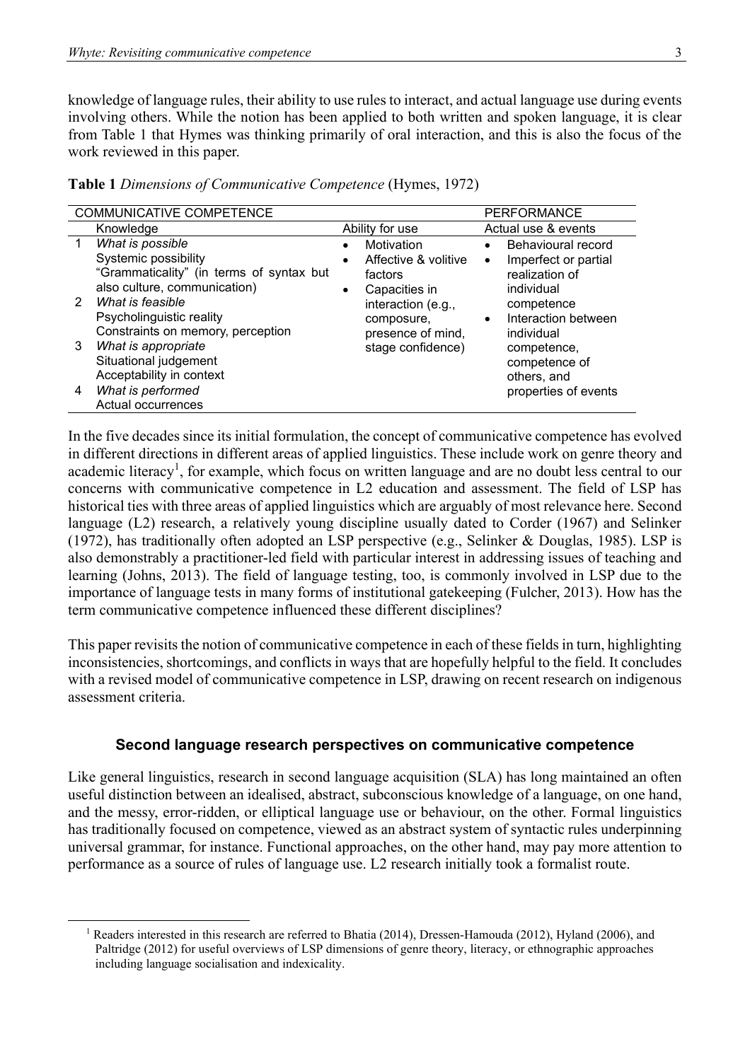knowledge of language rules, their ability to use rules to interact, and actual language use during events involving others. While the notion has been applied to both written and spoken language, it is clear from Table 1 that Hymes was thinking primarily of oral interaction, and this is also the focus of the work reviewed in this paper.

**Table 1** *Dimensions of Communicative Competence* (Hymes, 1972)

| COMMUNICATIVE COMPETENCE | | | PERFORMANCE |
|---|---|---|---|
| | Knowledge | Ability for use | Actual use & events |
| 1 | *What is possible*<br>Systemic possibility<br>"Grammaticality" (in terms of syntax but also culture, communication) | • Motivation<br>• Affective & volitive factors<br>• Capacities in interaction (e.g., composure, presence of mind, stage confidence) | • Behavioural record<br>• Imperfect or partial realization of individual competence<br>• Interaction between individual competence, competence of others, and properties of events |
| 2 | *What is feasible*<br>Psycholinguistic reality<br>Constraints on memory, perception | | |
| 3 | *What is appropriate*<br>Situational judgement<br>Acceptability in context | | |
| 4 | *What is performed*<br>Actual occurrences | | |

In the five decades since its initial formulation, the concept of communicative competence has evolved in different directions in different areas of applied linguistics. These include work on genre theory and academic literacy[1], for example, which focus on written language and are no doubt less central to our concerns with communicative competence in L2 education and assessment. The field of LSP has historical ties with three areas of applied linguistics which are arguably of most relevance here. Second language (L2) research, a relatively young discipline usually dated to Corder (1967) and Selinker (1972), has traditionally often adopted an LSP perspective (e.g., Selinker & Douglas, 1985). LSP is also demonstrably a practitioner-led field with particular interest in addressing issues of teaching and learning (Johns, 2013). The field of language testing, too, is commonly involved in LSP due to the importance of language tests in many forms of institutional gatekeeping (Fulcher, 2013). How has the term communicative competence influenced these different disciplines?

This paper revisits the notion of communicative competence in each of these fields in turn, highlighting inconsistencies, shortcomings, and conflicts in ways that are hopefully helpful to the field. It concludes with a revised model of communicative competence in LSP, drawing on recent research on indigenous assessment criteria.

## Second language research perspectives on communicative competence

Like general linguistics, research in second language acquisition (SLA) has long maintained an often useful distinction between an idealised, abstract, subconscious knowledge of a language, on one hand, and the messy, error-ridden, or elliptical language use or behaviour, on the other. Formal linguistics has traditionally focused on competence, viewed as an abstract system of syntactic rules underpinning universal grammar, for instance. Functional approaches, on the other hand, may pay more attention to performance as a source of rules of language use. L2 research initially took a formalist route.

[1] Readers interested in this research are referred to Bhatia (2014), Dressen-Hamouda (2012), Hyland (2006), and Paltridge (2012) for useful overviews of LSP dimensions of genre theory, literacy, or ethnographic approaches including language socialisation and indexicality.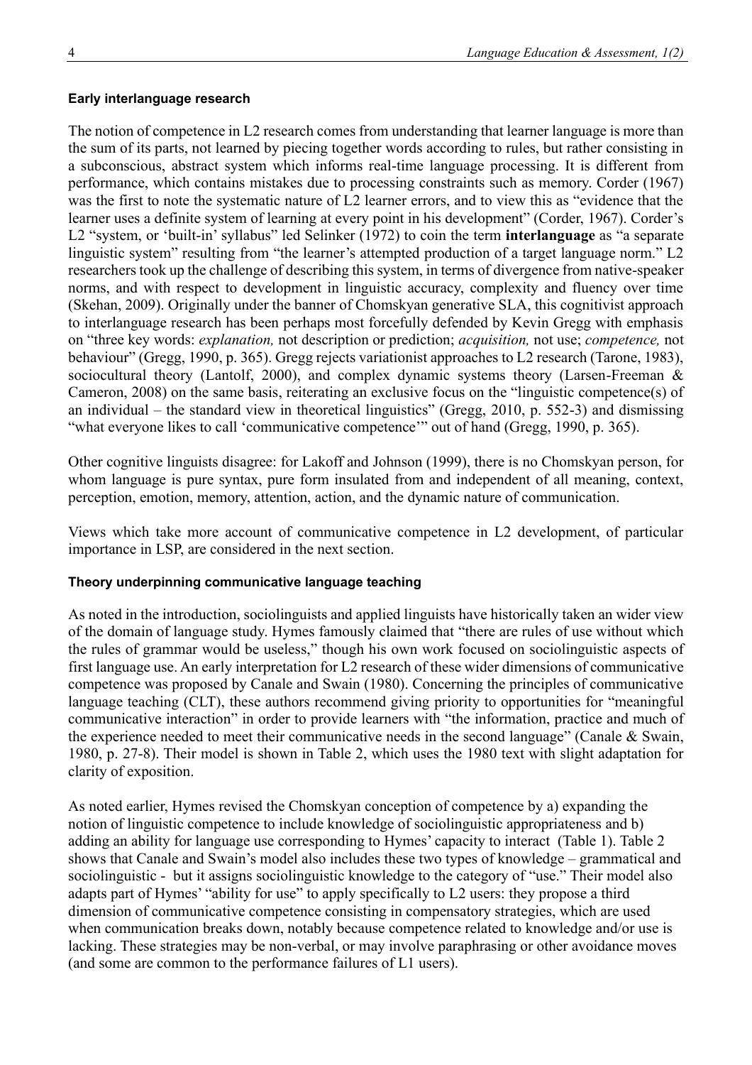### Early interlanguage research

The notion of competence in L2 research comes from understanding that learner language is more than the sum of its parts, not learned by piecing together words according to rules, but rather consisting in a subconscious, abstract system which informs real-time language processing. It is different from performance, which contains mistakes due to processing constraints such as memory. Corder (1967) was the first to note the systematic nature of L2 learner errors, and to view this as "evidence that the learner uses a definite system of learning at every point in his development" (Corder, 1967). Corder's L2 "system, or 'built-in' syllabus" led Selinker (1972) to coin the term **interlanguage** as "a separate linguistic system" resulting from "the learner's attempted production of a target language norm." L2 researchers took up the challenge of describing this system, in terms of divergence from native-speaker norms, and with respect to development in linguistic accuracy, complexity and fluency over time (Skehan, 2009). Originally under the banner of Chomskyan generative SLA, this cognitivist approach to interlanguage research has been perhaps most forcefully defended by Kevin Gregg with emphasis on "three key words: *explanation,* not description or prediction; *acquisition,* not use; *competence,* not behaviour" (Gregg, 1990, p. 365). Gregg rejects variationist approaches to L2 research (Tarone, 1983), sociocultural theory (Lantolf, 2000), and complex dynamic systems theory (Larsen-Freeman & Cameron, 2008) on the same basis, reiterating an exclusive focus on the "linguistic competence(s) of an individual – the standard view in theoretical linguistics" (Gregg, 2010, p. 552-3) and dismissing "what everyone likes to call 'communicative competence'" out of hand (Gregg, 1990, p. 365).

Other cognitive linguists disagree: for Lakoff and Johnson (1999), there is no Chomskyan person, for whom language is pure syntax, pure form insulated from and independent of all meaning, context, perception, emotion, memory, attention, action, and the dynamic nature of communication.

Views which take more account of communicative competence in L2 development, of particular importance in LSP, are considered in the next section.

### Theory underpinning communicative language teaching

As noted in the introduction, sociolinguists and applied linguists have historically taken an wider view of the domain of language study. Hymes famously claimed that "there are rules of use without which the rules of grammar would be useless," though his own work focused on sociolinguistic aspects of first language use. An early interpretation for L2 research of these wider dimensions of communicative competence was proposed by Canale and Swain (1980). Concerning the principles of communicative language teaching (CLT), these authors recommend giving priority to opportunities for "meaningful communicative interaction" in order to provide learners with "the information, practice and much of the experience needed to meet their communicative needs in the second language" (Canale & Swain, 1980, p. 27-8). Their model is shown in Table 2, which uses the 1980 text with slight adaptation for clarity of exposition.

As noted earlier, Hymes revised the Chomskyan conception of competence by a) expanding the notion of linguistic competence to include knowledge of sociolinguistic appropriateness and b) adding an ability for language use corresponding to Hymes' capacity to interact (Table 1). Table 2 shows that Canale and Swain's model also includes these two types of knowledge – grammatical and sociolinguistic - but it assigns sociolinguistic knowledge to the category of "use." Their model also adapts part of Hymes' "ability for use" to apply specifically to L2 users: they propose a third dimension of communicative competence consisting in compensatory strategies, which are used when communication breaks down, notably because competence related to knowledge and/or use is lacking. These strategies may be non-verbal, or may involve paraphrasing or other avoidance moves (and some are common to the performance failures of L1 users).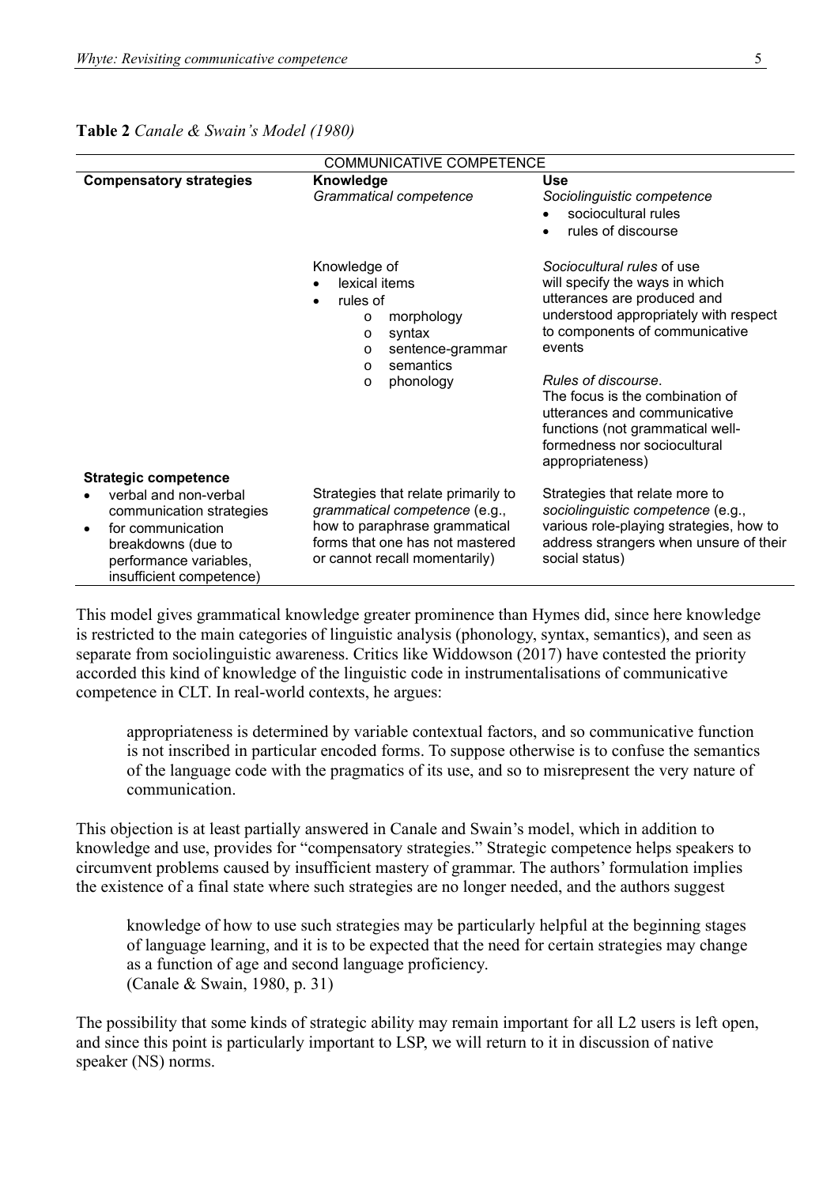**Table 2** *Canale & Swain's Model (1980)*

| COMMUNICATIVE COMPETENCE | | |
|---|---|---|
| **Compensatory strategies** | **Knowledge**<br>*Grammatical competence* | **Use**<br>*Sociolinguistic competence*<br>• sociocultural rules<br>• rules of discourse |
| | Knowledge of<br>• lexical items<br>• rules of<br>  o morphology<br>  o syntax<br>  o sentence-grammar<br>  o semantics<br>  o phonology | *Sociocultural rules* of use will specify the ways in which utterances are produced and understood appropriately with respect to components of communicative events<br><br>*Rules of discourse*. The focus is the combination of utterances and communicative functions (not grammatical well-formedness nor sociocultural appropriateness) |
| **Strategic competence**<br>• verbal and non-verbal communication strategies<br>• for communication breakdowns (due to performance variables, insufficient competence) | Strategies that relate primarily to *grammatical competence* (e.g., how to paraphrase grammatical forms that one has not mastered or cannot recall momentarily) | Strategies that relate more to *sociolinguistic competence* (e.g., various role-playing strategies, how to address strangers when unsure of their social status) |

This model gives grammatical knowledge greater prominence than Hymes did, since here knowledge is restricted to the main categories of linguistic analysis (phonology, syntax, semantics), and seen as separate from sociolinguistic awareness. Critics like Widdowson (2017) have contested the priority accorded this kind of knowledge of the linguistic code in instrumentalisations of communicative competence in CLT. In real-world contexts, he argues:

> appropriateness is determined by variable contextual factors, and so communicative function is not inscribed in particular encoded forms. To suppose otherwise is to confuse the semantics of the language code with the pragmatics of its use, and so to misrepresent the very nature of communication.

This objection is at least partially answered in Canale and Swain's model, which in addition to knowledge and use, provides for "compensatory strategies." Strategic competence helps speakers to circumvent problems caused by insufficient mastery of grammar. The authors' formulation implies the existence of a final state where such strategies are no longer needed, and the authors suggest

> knowledge of how to use such strategies may be particularly helpful at the beginning stages of language learning, and it is to be expected that the need for certain strategies may change as a function of age and second language proficiency.
> (Canale & Swain, 1980, p. 31)

The possibility that some kinds of strategic ability may remain important for all L2 users is left open, and since this point is particularly important to LSP, we will return to it in discussion of native speaker (NS) norms.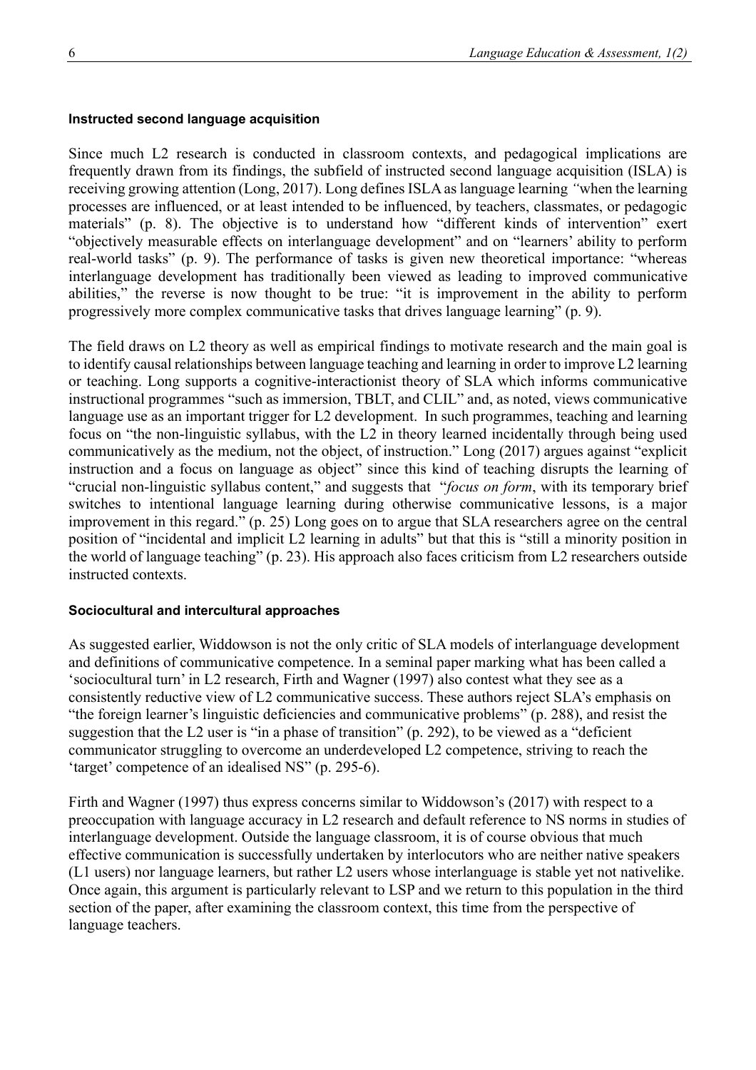### Instructed second language acquisition

Since much L2 research is conducted in classroom contexts, and pedagogical implications are frequently drawn from its findings, the subfield of instructed second language acquisition (ISLA) is receiving growing attention (Long, 2017). Long defines ISLA as language learning *"*when the learning processes are influenced, or at least intended to be influenced, by teachers, classmates, or pedagogic materials" (p. 8). The objective is to understand how "different kinds of intervention" exert "objectively measurable effects on interlanguage development" and on "learners' ability to perform real-world tasks" (p. 9). The performance of tasks is given new theoretical importance: "whereas interlanguage development has traditionally been viewed as leading to improved communicative abilities," the reverse is now thought to be true: "it is improvement in the ability to perform progressively more complex communicative tasks that drives language learning" (p. 9).

The field draws on L2 theory as well as empirical findings to motivate research and the main goal is to identify causal relationships between language teaching and learning in order to improve L2 learning or teaching. Long supports a cognitive-interactionist theory of SLA which informs communicative instructional programmes "such as immersion, TBLT, and CLIL" and, as noted, views communicative language use as an important trigger for L2 development. In such programmes, teaching and learning focus on "the non-linguistic syllabus, with the L2 in theory learned incidentally through being used communicatively as the medium, not the object, of instruction." Long (2017) argues against "explicit instruction and a focus on language as object" since this kind of teaching disrupts the learning of "crucial non-linguistic syllabus content," and suggests that "*focus on form*, with its temporary brief switches to intentional language learning during otherwise communicative lessons, is a major improvement in this regard." (p. 25) Long goes on to argue that SLA researchers agree on the central position of "incidental and implicit L2 learning in adults" but that this is "still a minority position in the world of language teaching" (p. 23). His approach also faces criticism from L2 researchers outside instructed contexts.

### Sociocultural and intercultural approaches

As suggested earlier, Widdowson is not the only critic of SLA models of interlanguage development and definitions of communicative competence. In a seminal paper marking what has been called a 'sociocultural turn' in L2 research, Firth and Wagner (1997) also contest what they see as a consistently reductive view of L2 communicative success. These authors reject SLA's emphasis on "the foreign learner's linguistic deficiencies and communicative problems" (p. 288), and resist the suggestion that the L2 user is "in a phase of transition" (p. 292), to be viewed as a "deficient communicator struggling to overcome an underdeveloped L2 competence, striving to reach the 'target' competence of an idealised NS" (p. 295-6).

Firth and Wagner (1997) thus express concerns similar to Widdowson's (2017) with respect to a preoccupation with language accuracy in L2 research and default reference to NS norms in studies of interlanguage development. Outside the language classroom, it is of course obvious that much effective communication is successfully undertaken by interlocutors who are neither native speakers (L1 users) nor language learners, but rather L2 users whose interlanguage is stable yet not nativelike. Once again, this argument is particularly relevant to LSP and we return to this population in the third section of the paper, after examining the classroom context, this time from the perspective of language teachers.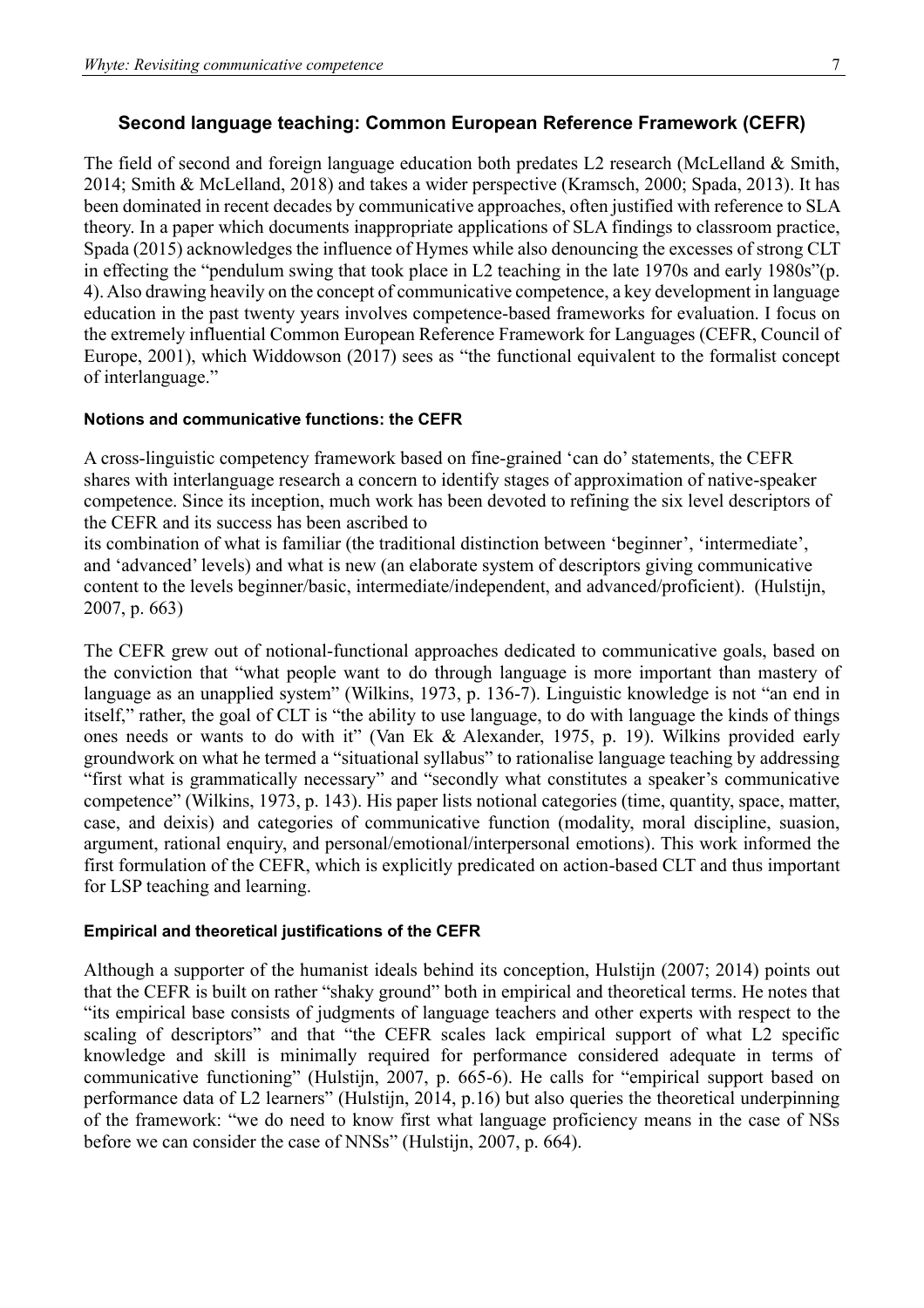## Second language teaching: Common European Reference Framework (CEFR)

The field of second and foreign language education both predates L2 research (McLelland & Smith, 2014; Smith & McLelland, 2018) and takes a wider perspective (Kramsch, 2000; Spada, 2013). It has been dominated in recent decades by communicative approaches, often justified with reference to SLA theory. In a paper which documents inappropriate applications of SLA findings to classroom practice, Spada (2015) acknowledges the influence of Hymes while also denouncing the excesses of strong CLT in effecting the "pendulum swing that took place in L2 teaching in the late 1970s and early 1980s"(p. 4). Also drawing heavily on the concept of communicative competence, a key development in language education in the past twenty years involves competence-based frameworks for evaluation. I focus on the extremely influential Common European Reference Framework for Languages (CEFR, Council of Europe, 2001), which Widdowson (2017) sees as "the functional equivalent to the formalist concept of interlanguage."

### Notions and communicative functions: the CEFR

A cross-linguistic competency framework based on fine-grained 'can do' statements, the CEFR shares with interlanguage research a concern to identify stages of approximation of native-speaker competence. Since its inception, much work has been devoted to refining the six level descriptors of the CEFR and its success has been ascribed to

its combination of what is familiar (the traditional distinction between 'beginner', 'intermediate', and 'advanced' levels) and what is new (an elaborate system of descriptors giving communicative content to the levels beginner/basic, intermediate/independent, and advanced/proficient). (Hulstijn, 2007, p. 663)

The CEFR grew out of notional-functional approaches dedicated to communicative goals, based on the conviction that "what people want to do through language is more important than mastery of language as an unapplied system" (Wilkins, 1973, p. 136-7). Linguistic knowledge is not "an end in itself," rather, the goal of CLT is "the ability to use language, to do with language the kinds of things ones needs or wants to do with it" (Van Ek & Alexander, 1975, p. 19). Wilkins provided early groundwork on what he termed a "situational syllabus" to rationalise language teaching by addressing "first what is grammatically necessary" and "secondly what constitutes a speaker's communicative competence" (Wilkins, 1973, p. 143). His paper lists notional categories (time, quantity, space, matter, case, and deixis) and categories of communicative function (modality, moral discipline, suasion, argument, rational enquiry, and personal/emotional/interpersonal emotions). This work informed the first formulation of the CEFR, which is explicitly predicated on action-based CLT and thus important for LSP teaching and learning.

### Empirical and theoretical justifications of the CEFR

Although a supporter of the humanist ideals behind its conception, Hulstijn (2007; 2014) points out that the CEFR is built on rather "shaky ground" both in empirical and theoretical terms. He notes that "its empirical base consists of judgments of language teachers and other experts with respect to the scaling of descriptors" and that "the CEFR scales lack empirical support of what L2 specific knowledge and skill is minimally required for performance considered adequate in terms of communicative functioning" (Hulstijn, 2007, p. 665-6). He calls for "empirical support based on performance data of L2 learners" (Hulstijn, 2014, p.16) but also queries the theoretical underpinning of the framework: "we do need to know first what language proficiency means in the case of NSs before we can consider the case of NNSs" (Hulstijn, 2007, p. 664).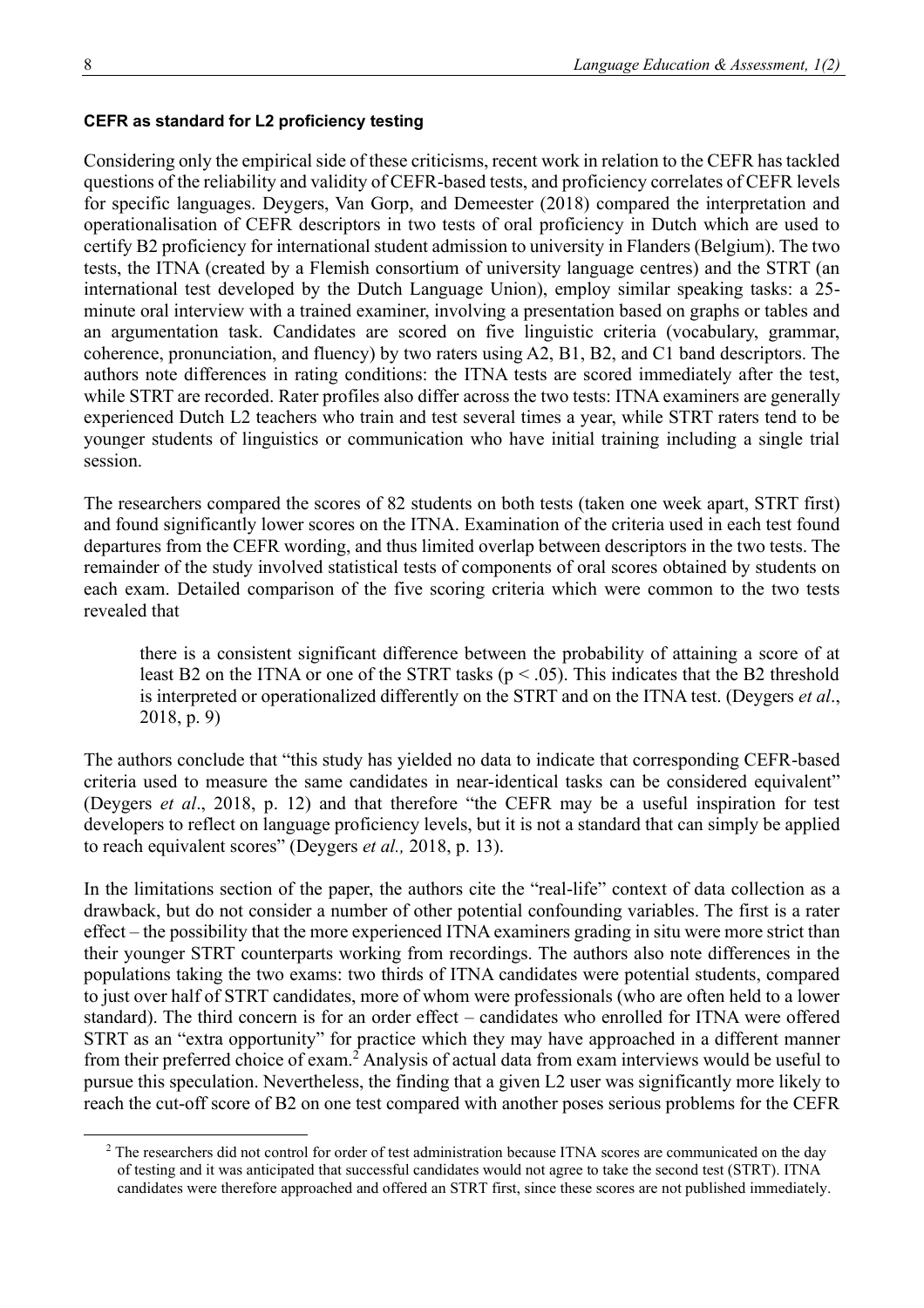#### CEFR as standard for L2 proficiency testing

Considering only the empirical side of these criticisms, recent work in relation to the CEFR has tackled questions of the reliability and validity of CEFR-based tests, and proficiency correlates of CEFR levels for specific languages. Deygers, Van Gorp, and Demeester (2018) compared the interpretation and operationalisation of CEFR descriptors in two tests of oral proficiency in Dutch which are used to certify B2 proficiency for international student admission to university in Flanders (Belgium). The two tests, the ITNA (created by a Flemish consortium of university language centres) and the STRT (an international test developed by the Dutch Language Union), employ similar speaking tasks: a 25-minute oral interview with a trained examiner, involving a presentation based on graphs or tables and an argumentation task. Candidates are scored on five linguistic criteria (vocabulary, grammar, coherence, pronunciation, and fluency) by two raters using A2, B1, B2, and C1 band descriptors. The authors note differences in rating conditions: the ITNA tests are scored immediately after the test, while STRT are recorded. Rater profiles also differ across the two tests: ITNA examiners are generally experienced Dutch L2 teachers who train and test several times a year, while STRT raters tend to be younger students of linguistics or communication who have initial training including a single trial session.

The researchers compared the scores of 82 students on both tests (taken one week apart, STRT first) and found significantly lower scores on the ITNA. Examination of the criteria used in each test found departures from the CEFR wording, and thus limited overlap between descriptors in the two tests. The remainder of the study involved statistical tests of components of oral scores obtained by students on each exam. Detailed comparison of the five scoring criteria which were common to the two tests revealed that

> there is a consistent significant difference between the probability of attaining a score of at least B2 on the ITNA or one of the STRT tasks ($p < .05$). This indicates that the B2 threshold is interpreted or operationalized differently on the STRT and on the ITNA test. (Deygers *et al*., 2018, p. 9)

The authors conclude that "this study has yielded no data to indicate that corresponding CEFR-based criteria used to measure the same candidates in near-identical tasks can be considered equivalent" (Deygers *et al*., 2018, p. 12) and that therefore "the CEFR may be a useful inspiration for test developers to reflect on language proficiency levels, but it is not a standard that can simply be applied to reach equivalent scores" (Deygers *et al.,* 2018, p. 13).

In the limitations section of the paper, the authors cite the "real-life" context of data collection as a drawback, but do not consider a number of other potential confounding variables. The first is a rater effect – the possibility that the more experienced ITNA examiners grading in situ were more strict than their younger STRT counterparts working from recordings. The authors also note differences in the populations taking the two exams: two thirds of ITNA candidates were potential students, compared to just over half of STRT candidates, more of whom were professionals (who are often held to a lower standard). The third concern is for an order effect – candidates who enrolled for ITNA were offered STRT as an "extra opportunity" for practice which they may have approached in a different manner from their preferred choice of exam.[2] Analysis of actual data from exam interviews would be useful to pursue this speculation. Nevertheless, the finding that a given L2 user was significantly more likely to reach the cut-off score of B2 on one test compared with another poses serious problems for the CEFR

[2] The researchers did not control for order of test administration because ITNA scores are communicated on the day of testing and it was anticipated that successful candidates would not agree to take the second test (STRT). ITNA candidates were therefore approached and offered an STRT first, since these scores are not published immediately.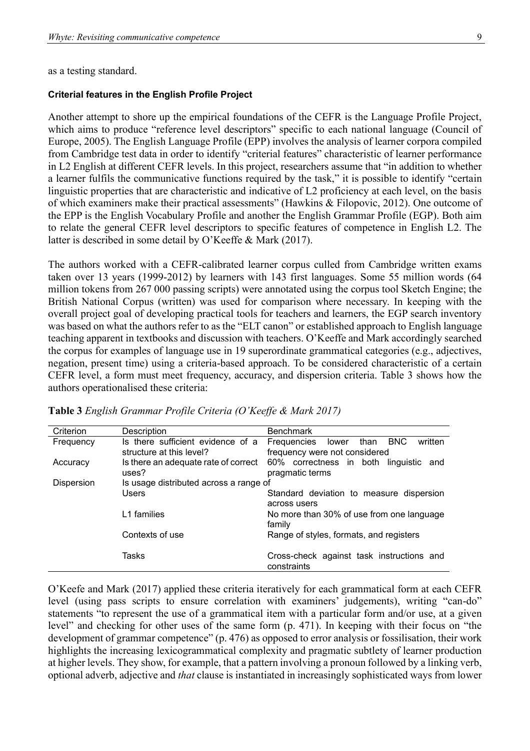as a testing standard.

#### Criterial features in the English Profile Project

Another attempt to shore up the empirical foundations of the CEFR is the Language Profile Project, which aims to produce "reference level descriptors" specific to each national language (Council of Europe, 2005). The English Language Profile (EPP) involves the analysis of learner corpora compiled from Cambridge test data in order to identify "criterial features" characteristic of learner performance in L2 English at different CEFR levels. In this project, researchers assume that "in addition to whether a learner fulfils the communicative functions required by the task," it is possible to identify "certain linguistic properties that are characteristic and indicative of L2 proficiency at each level, on the basis of which examiners make their practical assessments" (Hawkins & Filopovic, 2012). One outcome of the EPP is the English Vocabulary Profile and another the English Grammar Profile (EGP). Both aim to relate the general CEFR level descriptors to specific features of competence in English L2. The latter is described in some detail by O'Keeffe & Mark (2017).

The authors worked with a CEFR-calibrated learner corpus culled from Cambridge written exams taken over 13 years (1999-2012) by learners with 143 first languages. Some 55 million words (64 million tokens from 267 000 passing scripts) were annotated using the corpus tool Sketch Engine; the British National Corpus (written) was used for comparison where necessary. In keeping with the overall project goal of developing practical tools for teachers and learners, the EGP search inventory was based on what the authors refer to as the "ELT canon" or established approach to English language teaching apparent in textbooks and discussion with teachers. O'Keeffe and Mark accordingly searched the corpus for examples of language use in 19 superordinate grammatical categories (e.g., adjectives, negation, present time) using a criteria-based approach. To be considered characteristic of a certain CEFR level, a form must meet frequency, accuracy, and dispersion criteria. Table 3 shows how the authors operationalised these criteria:

**Table 3** *English Grammar Profile Criteria (O'Keeffe & Mark 2017)*

| Criterion | Description | Benchmark |
|---|---|---|
| Frequency | Is there sufficient evidence of a structure at this level? | Frequencies lower than BNC written frequency were not considered |
| Accuracy | Is there an adequate rate of correct uses? | 60% correctness in both linguistic and pragmatic terms |
| Dispersion | Is usage distributed across a range of | |
| | Users | Standard deviation to measure dispersion across users |
| | L1 families | No more than 30% of use from one language family |
| | Contexts of use | Range of styles, formats, and registers |
| | Tasks | Cross-check against task instructions and constraints |

O'Keefe and Mark (2017) applied these criteria iteratively for each grammatical form at each CEFR level (using pass scripts to ensure correlation with examiners' judgements), writing "can-do" statements "to represent the use of a grammatical item with a particular form and/or use, at a given level" and checking for other uses of the same form (p. 471). In keeping with their focus on "the development of grammar competence" (p. 476) as opposed to error analysis or fossilisation, their work highlights the increasing lexicogrammatical complexity and pragmatic subtlety of learner production at higher levels. They show, for example, that a pattern involving a pronoun followed by a linking verb, optional adverb, adjective and *that* clause is instantiated in increasingly sophisticated ways from lower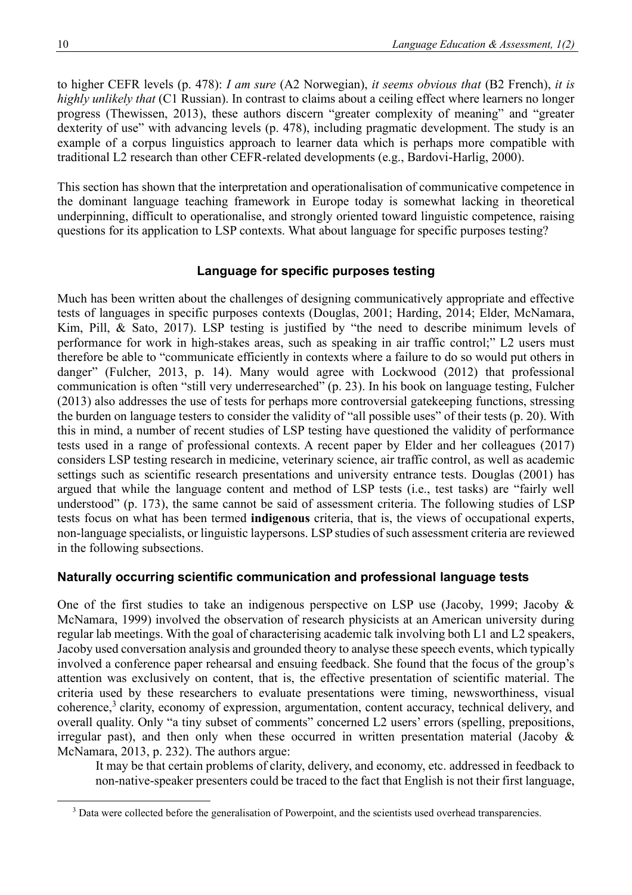to higher CEFR levels (p. 478): *I am sure* (A2 Norwegian), *it seems obvious that* (B2 French), *it is highly unlikely that* (C1 Russian). In contrast to claims about a ceiling effect where learners no longer progress (Thewissen, 2013), these authors discern "greater complexity of meaning" and "greater dexterity of use" with advancing levels (p. 478), including pragmatic development. The study is an example of a corpus linguistics approach to learner data which is perhaps more compatible with traditional L2 research than other CEFR-related developments (e.g., Bardovi-Harlig, 2000).

This section has shown that the interpretation and operationalisation of communicative competence in the dominant language teaching framework in Europe today is somewhat lacking in theoretical underpinning, difficult to operationalise, and strongly oriented toward linguistic competence, raising questions for its application to LSP contexts. What about language for specific purposes testing?

## Language for specific purposes testing

Much has been written about the challenges of designing communicatively appropriate and effective tests of languages in specific purposes contexts (Douglas, 2001; Harding, 2014; Elder, McNamara, Kim, Pill, & Sato, 2017). LSP testing is justified by "the need to describe minimum levels of performance for work in high-stakes areas, such as speaking in air traffic control;" L2 users must therefore be able to "communicate efficiently in contexts where a failure to do so would put others in danger" (Fulcher, 2013, p. 14). Many would agree with Lockwood (2012) that professional communication is often "still very underresearched" (p. 23). In his book on language testing, Fulcher (2013) also addresses the use of tests for perhaps more controversial gatekeeping functions, stressing the burden on language testers to consider the validity of "all possible uses" of their tests (p. 20). With this in mind, a number of recent studies of LSP testing have questioned the validity of performance tests used in a range of professional contexts. A recent paper by Elder and her colleagues (2017) considers LSP testing research in medicine, veterinary science, air traffic control, as well as academic settings such as scientific research presentations and university entrance tests. Douglas (2001) has argued that while the language content and method of LSP tests (i.e., test tasks) are "fairly well understood" (p. 173), the same cannot be said of assessment criteria. The following studies of LSP tests focus on what has been termed **indigenous** criteria, that is, the views of occupational experts, non-language specialists, or linguistic laypersons. LSP studies of such assessment criteria are reviewed in the following subsections.

### Naturally occurring scientific communication and professional language tests

One of the first studies to take an indigenous perspective on LSP use (Jacoby, 1999; Jacoby & McNamara, 1999) involved the observation of research physicists at an American university during regular lab meetings. With the goal of characterising academic talk involving both L1 and L2 speakers, Jacoby used conversation analysis and grounded theory to analyse these speech events, which typically involved a conference paper rehearsal and ensuing feedback. She found that the focus of the group's attention was exclusively on content, that is, the effective presentation of scientific material. The criteria used by these researchers to evaluate presentations were timing, newsworthiness, visual coherence,[3] clarity, economy of expression, argumentation, content accuracy, technical delivery, and overall quality. Only "a tiny subset of comments" concerned L2 users' errors (spelling, prepositions, irregular past), and then only when these occurred in written presentation material (Jacoby & McNamara, 2013, p. 232). The authors argue:

> It may be that certain problems of clarity, delivery, and economy, etc. addressed in feedback to non-native-speaker presenters could be traced to the fact that English is not their first language,

[3] Data were collected before the generalisation of Powerpoint, and the scientists used overhead transparencies.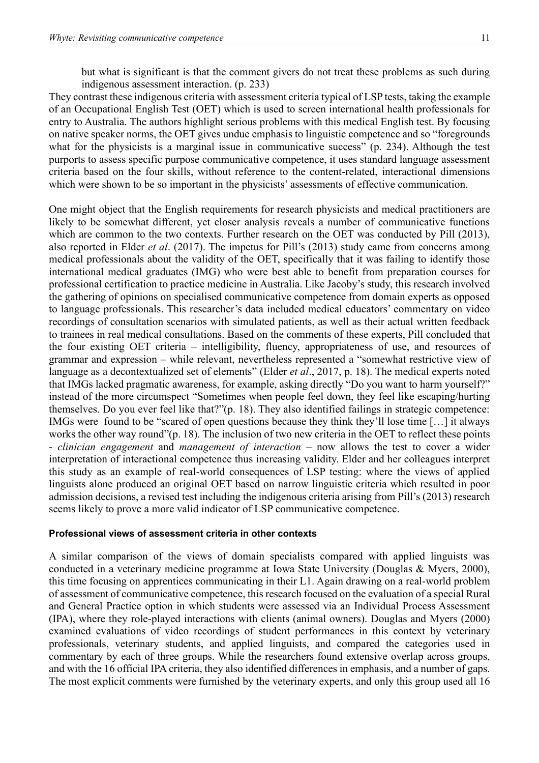but what is significant is that the comment givers do not treat these problems as such during indigenous assessment interaction. (p. 233)

They contrast these indigenous criteria with assessment criteria typical of LSP tests, taking the example of an Occupational English Test (OET) which is used to screen international health professionals for entry to Australia. The authors highlight serious problems with this medical English test. By focusing on native speaker norms, the OET gives undue emphasis to linguistic competence and so "foregrounds what for the physicists is a marginal issue in communicative success" (p. 234). Although the test purports to assess specific purpose communicative competence, it uses standard language assessment criteria based on the four skills, without reference to the content-related, interactional dimensions which were shown to be so important in the physicists' assessments of effective communication.

One might object that the English requirements for research physicists and medical practitioners are likely to be somewhat different, yet closer analysis reveals a number of communicative functions which are common to the two contexts. Further research on the OET was conducted by Pill (2013), also reported in Elder *et al*. (2017). The impetus for Pill's (2013) study came from concerns among medical professionals about the validity of the OET, specifically that it was failing to identify those international medical graduates (IMG) who were best able to benefit from preparation courses for professional certification to practice medicine in Australia. Like Jacoby's study, this research involved the gathering of opinions on specialised communicative competence from domain experts as opposed to language professionals. This researcher's data included medical educators' commentary on video recordings of consultation scenarios with simulated patients, as well as their actual written feedback to trainees in real medical consultations. Based on the comments of these experts, Pill concluded that the four existing OET criteria – intelligibility, fluency, appropriateness of use, and resources of grammar and expression – while relevant, nevertheless represented a "somewhat restrictive view of language as a decontextualized set of elements" (Elder *et al*., 2017, p. 18). The medical experts noted that IMGs lacked pragmatic awareness, for example, asking directly "Do you want to harm yourself?" instead of the more circumspect "Sometimes when people feel down, they feel like escaping/hurting themselves. Do you ever feel like that?"(p. 18). They also identified failings in strategic competence: IMGs were found to be "scared of open questions because they think they'll lose time […] it always works the other way round"(p. 18). The inclusion of two new criteria in the OET to reflect these points - *clinician engagement* and *management of interaction* – now allows the test to cover a wider interpretation of interactional competence thus increasing validity. Elder and her colleagues interpret this study as an example of real-world consequences of LSP testing: where the views of applied linguists alone produced an original OET based on narrow linguistic criteria which resulted in poor admission decisions, a revised test including the indigenous criteria arising from Pill's (2013) research seems likely to prove a more valid indicator of LSP communicative competence.

#### Professional views of assessment criteria in other contexts

A similar comparison of the views of domain specialists compared with applied linguists was conducted in a veterinary medicine programme at Iowa State University (Douglas & Myers, 2000), this time focusing on apprentices communicating in their L1. Again drawing on a real-world problem of assessment of communicative competence, this research focused on the evaluation of a special Rural and General Practice option in which students were assessed via an Individual Process Assessment (IPA), where they role-played interactions with clients (animal owners). Douglas and Myers (2000) examined evaluations of video recordings of student performances in this context by veterinary professionals, veterinary students, and applied linguists, and compared the categories used in commentary by each of three groups. While the researchers found extensive overlap across groups, and with the 16 official IPA criteria, they also identified differences in emphasis, and a number of gaps. The most explicit comments were furnished by the veterinary experts, and only this group used all 16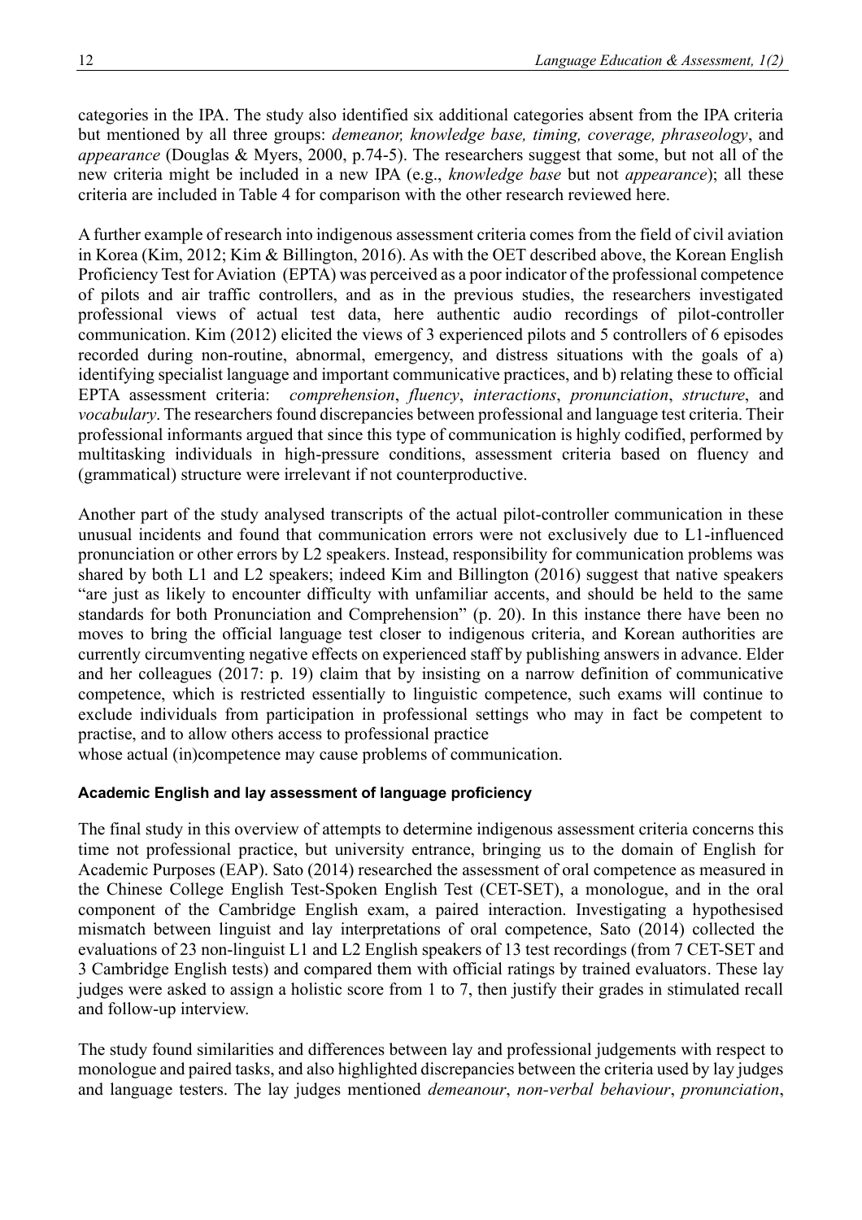categories in the IPA. The study also identified six additional categories absent from the IPA criteria but mentioned by all three groups: *demeanor, knowledge base, timing, coverage, phraseology*, and *appearance* (Douglas & Myers, 2000, p.74-5). The researchers suggest that some, but not all of the new criteria might be included in a new IPA (e.g., *knowledge base* but not *appearance*); all these criteria are included in Table 4 for comparison with the other research reviewed here.

A further example of research into indigenous assessment criteria comes from the field of civil aviation in Korea (Kim, 2012; Kim & Billington, 2016). As with the OET described above, the Korean English Proficiency Test for Aviation (EPTA) was perceived as a poor indicator of the professional competence of pilots and air traffic controllers, and as in the previous studies, the researchers investigated professional views of actual test data, here authentic audio recordings of pilot-controller communication. Kim (2012) elicited the views of 3 experienced pilots and 5 controllers of 6 episodes recorded during non-routine, abnormal, emergency, and distress situations with the goals of a) identifying specialist language and important communicative practices, and b) relating these to official EPTA assessment criteria: *comprehension*, *fluency*, *interactions*, *pronunciation*, *structure*, and *vocabulary*. The researchers found discrepancies between professional and language test criteria. Their professional informants argued that since this type of communication is highly codified, performed by multitasking individuals in high-pressure conditions, assessment criteria based on fluency and (grammatical) structure were irrelevant if not counterproductive.

Another part of the study analysed transcripts of the actual pilot-controller communication in these unusual incidents and found that communication errors were not exclusively due to L1-influenced pronunciation or other errors by L2 speakers. Instead, responsibility for communication problems was shared by both L1 and L2 speakers; indeed Kim and Billington (2016) suggest that native speakers "are just as likely to encounter difficulty with unfamiliar accents, and should be held to the same standards for both Pronunciation and Comprehension" (p. 20). In this instance there have been no moves to bring the official language test closer to indigenous criteria, and Korean authorities are currently circumventing negative effects on experienced staff by publishing answers in advance. Elder and her colleagues (2017: p. 19) claim that by insisting on a narrow definition of communicative competence, which is restricted essentially to linguistic competence, such exams will continue to exclude individuals from participation in professional settings who may in fact be competent to practise, and to allow others access to professional practice
whose actual (in)competence may cause problems of communication.

#### Academic English and lay assessment of language proficiency

The final study in this overview of attempts to determine indigenous assessment criteria concerns this time not professional practice, but university entrance, bringing us to the domain of English for Academic Purposes (EAP). Sato (2014) researched the assessment of oral competence as measured in the Chinese College English Test-Spoken English Test (CET-SET), a monologue, and in the oral component of the Cambridge English exam, a paired interaction. Investigating a hypothesised mismatch between linguist and lay interpretations of oral competence, Sato (2014) collected the evaluations of 23 non-linguist L1 and L2 English speakers of 13 test recordings (from 7 CET-SET and 3 Cambridge English tests) and compared them with official ratings by trained evaluators. These lay judges were asked to assign a holistic score from 1 to 7, then justify their grades in stimulated recall and follow-up interview.

The study found similarities and differences between lay and professional judgements with respect to monologue and paired tasks, and also highlighted discrepancies between the criteria used by lay judges and language testers. The lay judges mentioned *demeanour*, *non-verbal behaviour*, *pronunciation*,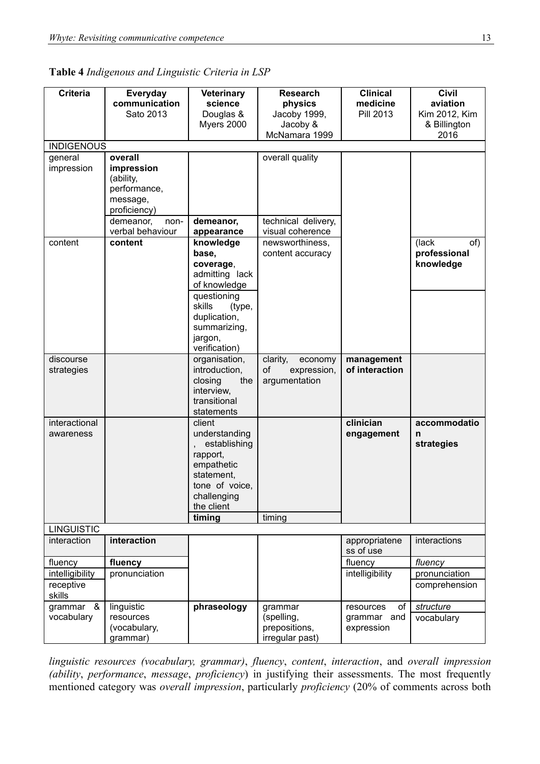**Table 4** *Indigenous and Linguistic Criteria in LSP*

| Criteria | Everyday communication Sato 2013 | Veterinary science Douglas & Myers 2000 | Research physics Jacoby 1999, Jacoby & McNamara 1999 | Clinical medicine Pill 2013 | Civil aviation Kim 2012, Kim & Billington 2016 |
|---|---|---|---|---|---|
| INDIGENOUS | | | | | |
| general impression | **overall impression** (ability, performance, message, proficiency) | | overall quality | | |
| | demeanor, non-verbal behaviour | **demeanor, appearance** | technical delivery, visual coherence | | |
| content | **content** | **knowledge base, coverage**, admitting lack of knowledge | newsworthiness, content accuracy | | (lack of) **professional knowledge** |
| | | questioning skills (type, duplication, summarizing, jargon, verification) | | | |
| discourse strategies | | organisation, introduction, closing the interview, transitional statements | clarity, economy of expression, argumentation | **management of interaction** | |
| interactional awareness | | client understanding, establishing rapport, empathetic statement, tone of voice, challenging the client | | **clinician engagement** | **accommodation strategies** |
| | | **timing** | timing | | |
| LINGUISTIC | | | | | |
| interaction | **interaction** | | | appropriateness of use | interactions |
| fluency | **fluency** | | | fluency | *fluency* |
| intelligibility | pronunciation | | | intelligibility | pronunciation |
| receptive skills | | | | | comprehension |
| grammar & vocabulary | linguistic resources (vocabulary, grammar) | **phraseology** | grammar (spelling, prepositions, irregular past) | resources of grammar and expression | *structure* vocabulary |

*linguistic resources (vocabulary, grammar)*, *fluency*, *content*, *interaction*, and *overall impression (ability*, *performance*, *message*, *proficiency*) in justifying their assessments. The most frequently mentioned category was *overall impression*, particularly *proficiency* (20% of comments across both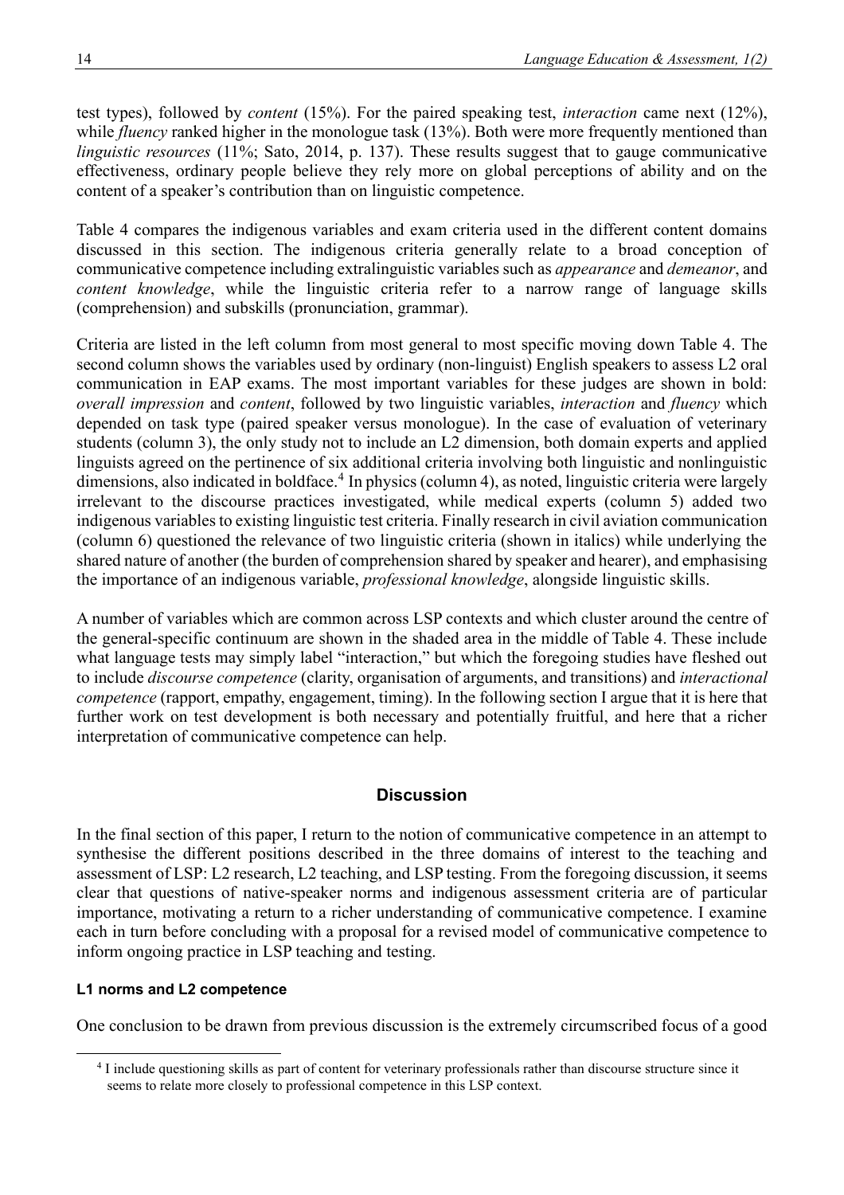test types), followed by *content* (15%). For the paired speaking test, *interaction* came next (12%), while *fluency* ranked higher in the monologue task (13%). Both were more frequently mentioned than *linguistic resources* (11%; Sato, 2014, p. 137). These results suggest that to gauge communicative effectiveness, ordinary people believe they rely more on global perceptions of ability and on the content of a speaker's contribution than on linguistic competence.

Table 4 compares the indigenous variables and exam criteria used in the different content domains discussed in this section. The indigenous criteria generally relate to a broad conception of communicative competence including extralinguistic variables such as *appearance* and *demeanor*, and *content knowledge*, while the linguistic criteria refer to a narrow range of language skills (comprehension) and subskills (pronunciation, grammar).

Criteria are listed in the left column from most general to most specific moving down Table 4. The second column shows the variables used by ordinary (non-linguist) English speakers to assess L2 oral communication in EAP exams. The most important variables for these judges are shown in bold: *overall impression* and *content*, followed by two linguistic variables, *interaction* and *fluency* which depended on task type (paired speaker versus monologue). In the case of evaluation of veterinary students (column 3), the only study not to include an L2 dimension, both domain experts and applied linguists agreed on the pertinence of six additional criteria involving both linguistic and nonlinguistic dimensions, also indicated in boldface.[4] In physics (column 4), as noted, linguistic criteria were largely irrelevant to the discourse practices investigated, while medical experts (column 5) added two indigenous variables to existing linguistic test criteria. Finally research in civil aviation communication (column 6) questioned the relevance of two linguistic criteria (shown in italics) while underlying the shared nature of another (the burden of comprehension shared by speaker and hearer), and emphasising the importance of an indigenous variable, *professional knowledge*, alongside linguistic skills.

A number of variables which are common across LSP contexts and which cluster around the centre of the general-specific continuum are shown in the shaded area in the middle of Table 4. These include what language tests may simply label "interaction," but which the foregoing studies have fleshed out to include *discourse competence* (clarity, organisation of arguments, and transitions) and *interactional competence* (rapport, empathy, engagement, timing). In the following section I argue that it is here that further work on test development is both necessary and potentially fruitful, and here that a richer interpretation of communicative competence can help.

## Discussion

In the final section of this paper, I return to the notion of communicative competence in an attempt to synthesise the different positions described in the three domains of interest to the teaching and assessment of LSP: L2 research, L2 teaching, and LSP testing. From the foregoing discussion, it seems clear that questions of native-speaker norms and indigenous assessment criteria are of particular importance, motivating a return to a richer understanding of communicative competence. I examine each in turn before concluding with a proposal for a revised model of communicative competence to inform ongoing practice in LSP teaching and testing.

### L1 norms and L2 competence

One conclusion to be drawn from previous discussion is the extremely circumscribed focus of a good

[4] I include questioning skills as part of content for veterinary professionals rather than discourse structure since it seems to relate more closely to professional competence in this LSP context.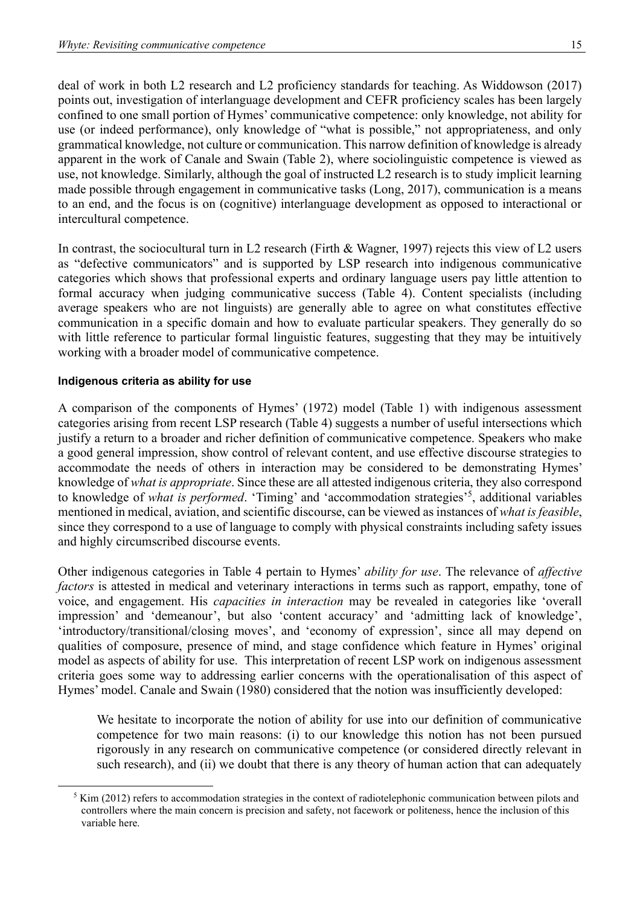deal of work in both L2 research and L2 proficiency standards for teaching. As Widdowson (2017) points out, investigation of interlanguage development and CEFR proficiency scales has been largely confined to one small portion of Hymes' communicative competence: only knowledge, not ability for use (or indeed performance), only knowledge of "what is possible," not appropriateness, and only grammatical knowledge, not culture or communication. This narrow definition of knowledge is already apparent in the work of Canale and Swain (Table 2), where sociolinguistic competence is viewed as use, not knowledge. Similarly, although the goal of instructed L2 research is to study implicit learning made possible through engagement in communicative tasks (Long, 2017), communication is a means to an end, and the focus is on (cognitive) interlanguage development as opposed to interactional or intercultural competence.

In contrast, the sociocultural turn in L2 research (Firth & Wagner, 1997) rejects this view of L2 users as "defective communicators" and is supported by LSP research into indigenous communicative categories which shows that professional experts and ordinary language users pay little attention to formal accuracy when judging communicative success (Table 4). Content specialists (including average speakers who are not linguists) are generally able to agree on what constitutes effective communication in a specific domain and how to evaluate particular speakers. They generally do so with little reference to particular formal linguistic features, suggesting that they may be intuitively working with a broader model of communicative competence.

#### Indigenous criteria as ability for use

A comparison of the components of Hymes' (1972) model (Table 1) with indigenous assessment categories arising from recent LSP research (Table 4) suggests a number of useful intersections which justify a return to a broader and richer definition of communicative competence. Speakers who make a good general impression, show control of relevant content, and use effective discourse strategies to accommodate the needs of others in interaction may be considered to be demonstrating Hymes' knowledge of *what is appropriate*. Since these are all attested indigenous criteria, they also correspond to knowledge of *what is performed*. 'Timing' and 'accommodation strategies'[5], additional variables mentioned in medical, aviation, and scientific discourse, can be viewed as instances of *what is feasible*, since they correspond to a use of language to comply with physical constraints including safety issues and highly circumscribed discourse events.

Other indigenous categories in Table 4 pertain to Hymes' *ability for use*. The relevance of *affective factors* is attested in medical and veterinary interactions in terms such as rapport, empathy, tone of voice, and engagement. His *capacities in interaction* may be revealed in categories like 'overall impression' and 'demeanour', but also 'content accuracy' and 'admitting lack of knowledge', 'introductory/transitional/closing moves', and 'economy of expression', since all may depend on qualities of composure, presence of mind, and stage confidence which feature in Hymes' original model as aspects of ability for use. This interpretation of recent LSP work on indigenous assessment criteria goes some way to addressing earlier concerns with the operationalisation of this aspect of Hymes' model. Canale and Swain (1980) considered that the notion was insufficiently developed:

> We hesitate to incorporate the notion of ability for use into our definition of communicative competence for two main reasons: (i) to our knowledge this notion has not been pursued rigorously in any research on communicative competence (or considered directly relevant in such research), and (ii) we doubt that there is any theory of human action that can adequately

[5] Kim (2012) refers to accommodation strategies in the context of radiotelephonic communication between pilots and controllers where the main concern is precision and safety, not facework or politeness, hence the inclusion of this variable here.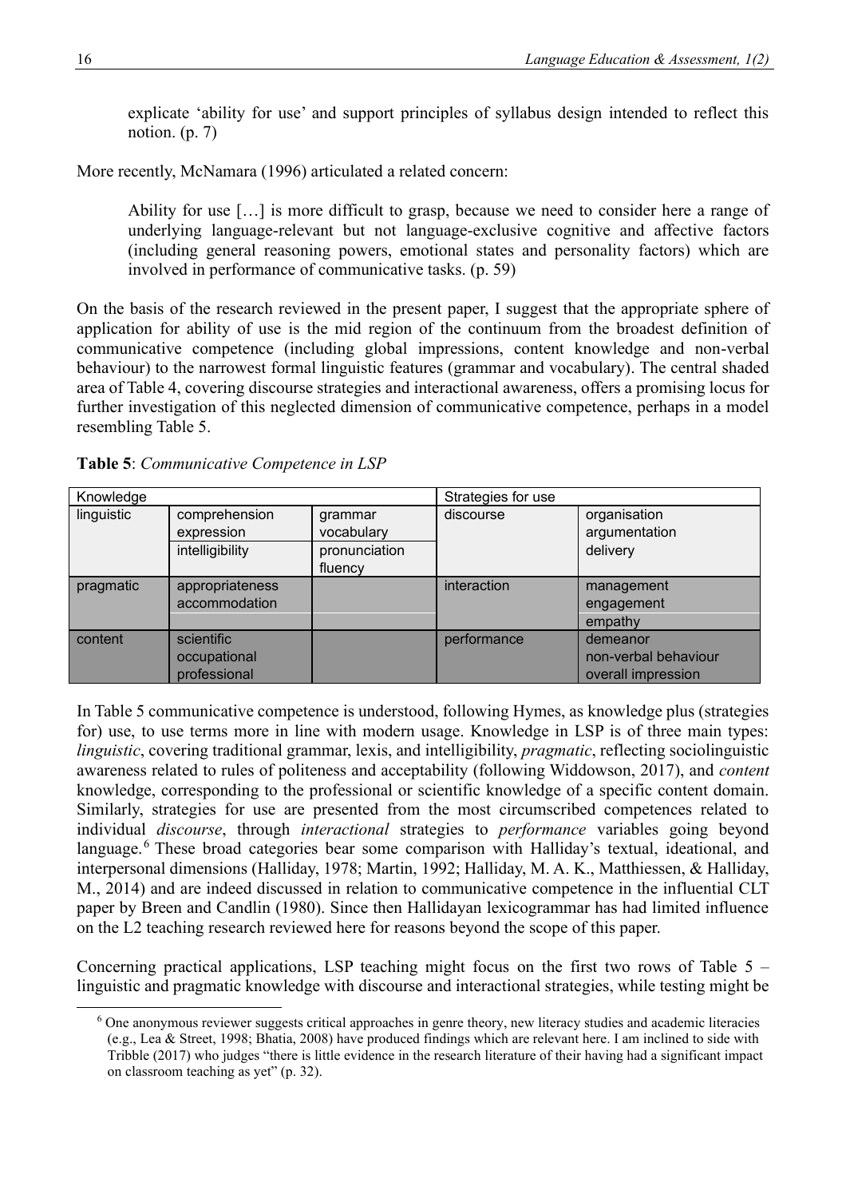explicate 'ability for use' and support principles of syllabus design intended to reflect this notion. (p. 7)

More recently, McNamara (1996) articulated a related concern:

> Ability for use […] is more difficult to grasp, because we need to consider here a range of underlying language-relevant but not language-exclusive cognitive and affective factors (including general reasoning powers, emotional states and personality factors) which are involved in performance of communicative tasks. (p. 59)

On the basis of the research reviewed in the present paper, I suggest that the appropriate sphere of application for ability of use is the mid region of the continuum from the broadest definition of communicative competence (including global impressions, content knowledge and non-verbal behaviour) to the narrowest formal linguistic features (grammar and vocabulary). The central shaded area of Table 4, covering discourse strategies and interactional awareness, offers a promising locus for further investigation of this neglected dimension of communicative competence, perhaps in a model resembling Table 5.

**Table 5**: *Communicative Competence in LSP*

| Knowledge | | | Strategies for use | |
|---|---|---|---|---|
| linguistic | comprehension<br>expression<br>intelligibility | grammar<br>vocabulary<br>pronunciation<br>fluency | discourse | organisation<br>argumentation<br>delivery |
| pragmatic | appropriateness<br>accommodation | | interaction | management<br>engagement<br>empathy |
| content | scientific<br>occupational<br>professional | | performance | demeanor<br>non-verbal behaviour<br>overall impression |

In Table 5 communicative competence is understood, following Hymes, as knowledge plus (strategies for) use, to use terms more in line with modern usage. Knowledge in LSP is of three main types: *linguistic*, covering traditional grammar, lexis, and intelligibility, *pragmatic*, reflecting sociolinguistic awareness related to rules of politeness and acceptability (following Widdowson, 2017), and *content* knowledge, corresponding to the professional or scientific knowledge of a specific content domain. Similarly, strategies for use are presented from the most circumscribed competences related to individual *discourse*, through *interactional* strategies to *performance* variables going beyond language.[6] These broad categories bear some comparison with Halliday's textual, ideational, and interpersonal dimensions (Halliday, 1978; Martin, 1992; Halliday, M. A. K., Matthiessen, & Halliday, M., 2014) and are indeed discussed in relation to communicative competence in the influential CLT paper by Breen and Candlin (1980). Since then Hallidayan lexicogrammar has had limited influence on the L2 teaching research reviewed here for reasons beyond the scope of this paper.

Concerning practical applications, LSP teaching might focus on the first two rows of Table 5 – linguistic and pragmatic knowledge with discourse and interactional strategies, while testing might be

[6] One anonymous reviewer suggests critical approaches in genre theory, new literacy studies and academic literacies (e.g., Lea & Street, 1998; Bhatia, 2008) have produced findings which are relevant here. I am inclined to side with Tribble (2017) who judges "there is little evidence in the research literature of their having had a significant impact on classroom teaching as yet" (p. 32).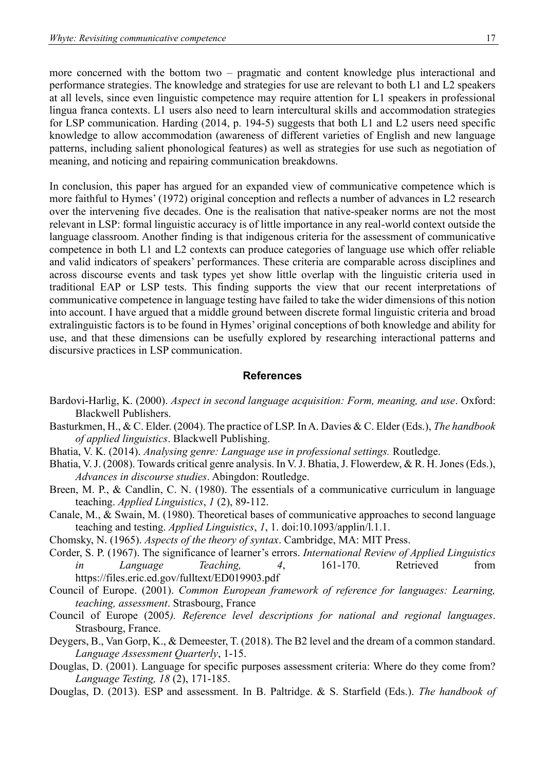more concerned with the bottom two – pragmatic and content knowledge plus interactional and performance strategies. The knowledge and strategies for use are relevant to both L1 and L2 speakers at all levels, since even linguistic competence may require attention for L1 speakers in professional lingua franca contexts. L1 users also need to learn intercultural skills and accommodation strategies for LSP communication. Harding (2014, p. 194-5) suggests that both L1 and L2 users need specific knowledge to allow accommodation (awareness of different varieties of English and new language patterns, including salient phonological features) as well as strategies for use such as negotiation of meaning, and noticing and repairing communication breakdowns.

In conclusion, this paper has argued for an expanded view of communicative competence which is more faithful to Hymes' (1972) original conception and reflects a number of advances in L2 research over the intervening five decades. One is the realisation that native-speaker norms are not the most relevant in LSP: formal linguistic accuracy is of little importance in any real-world context outside the language classroom. Another finding is that indigenous criteria for the assessment of communicative competence in both L1 and L2 contexts can produce categories of language use which offer reliable and valid indicators of speakers' performances. These criteria are comparable across disciplines and across discourse events and task types yet show little overlap with the linguistic criteria used in traditional EAP or LSP tests. This finding supports the view that our recent interpretations of communicative competence in language testing have failed to take the wider dimensions of this notion into account. I have argued that a middle ground between discrete formal linguistic criteria and broad extralinguistic factors is to be found in Hymes' original conceptions of both knowledge and ability for use, and that these dimensions can be usefully explored by researching interactional patterns and discursive practices in LSP communication.

## References

Bardovi-Harlig, K. (2000). *Aspect in second language acquisition: Form, meaning, and use*. Oxford: Blackwell Publishers.

Basturkmen, H., & C. Elder. (2004). The practice of LSP. In A. Davies & C. Elder (Eds.), *The handbook of applied linguistics*. Blackwell Publishing.

Bhatia, V. K. (2014). *Analysing genre: Language use in professional settings.* Routledge.

Bhatia, V. J. (2008). Towards critical genre analysis. In V. J. Bhatia, J. Flowerdew, & R. H. Jones (Eds.), *Advances in discourse studies*. Abingdon: Routledge.

Breen, M. P., & Candlin, C. N. (1980). The essentials of a communicative curriculum in language teaching. *Applied Linguistics*, *1* (2), 89-112.

Canale, M., & Swain, M. (1980). Theoretical bases of communicative approaches to second language teaching and testing. *Applied Linguistics*, *1*, 1. doi:10.1093/applin/l.1.1.

Chomsky, N. (1965). *Aspects of the theory of syntax*. Cambridge, MA: MIT Press.

Corder, S. P. (1967). The significance of learner's errors. *International Review of Applied Linguistics in Language Teaching, 4*, 161-170. Retrieved from https://files.eric.ed.gov/fulltext/ED019903.pdf

Council of Europe. (2001). *Common European framework of reference for languages: Learning, teaching, assessment*. Strasbourg, France

Council of Europe (2005*). Reference level descriptions for national and regional languages*. Strasbourg, France.

Deygers, B., Van Gorp, K., & Demeester, T. (2018). The B2 level and the dream of a common standard. *Language Assessment Quarterly*, 1-15.

Douglas, D. (2001). Language for specific purposes assessment criteria: Where do they come from? *Language Testing, 18* (2), 171-185.

Douglas, D. (2013). ESP and assessment. In B. Paltridge. & S. Starfield (Eds.). *The handbook of*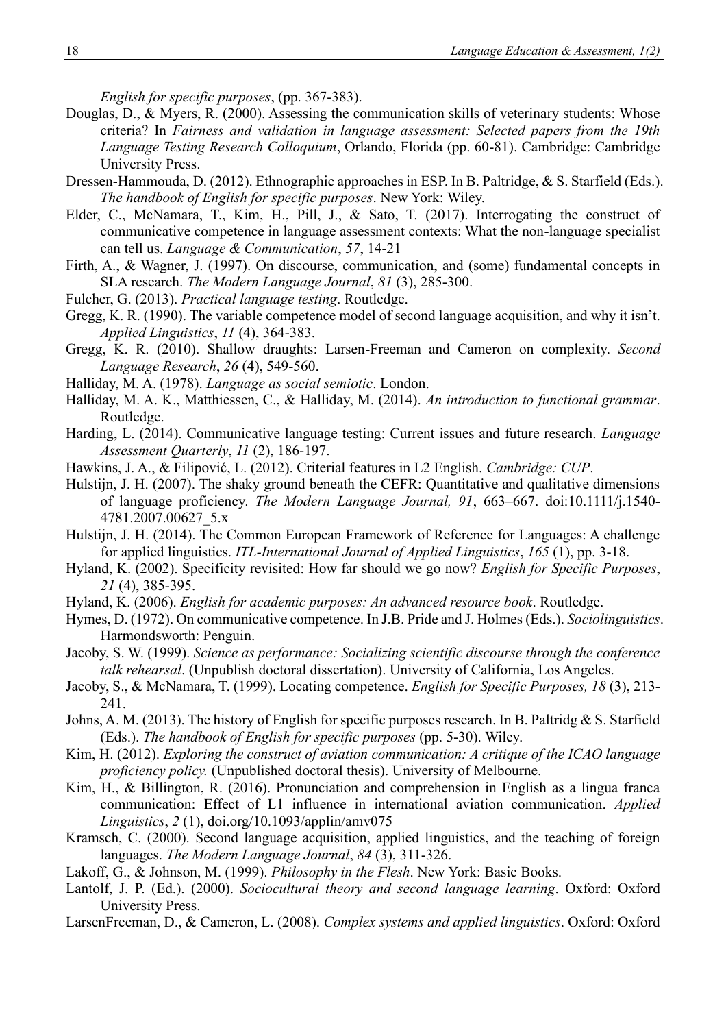*English for specific purposes*, (pp. 367-383).

Douglas, D., & Myers, R. (2000). Assessing the communication skills of veterinary students: Whose criteria? In *Fairness and validation in language assessment: Selected papers from the 19th Language Testing Research Colloquium*, Orlando, Florida (pp. 60-81). Cambridge: Cambridge University Press.

Dressen-Hammouda, D. (2012). Ethnographic approaches in ESP. In B. Paltridge, & S. Starfield (Eds.). *The handbook of English for specific purposes*. New York: Wiley.

Elder, C., McNamara, T., Kim, H., Pill, J., & Sato, T. (2017). Interrogating the construct of communicative competence in language assessment contexts: What the non-language specialist can tell us. *Language & Communication*, *57*, 14-21

Firth, A., & Wagner, J. (1997). On discourse, communication, and (some) fundamental concepts in SLA research. *The Modern Language Journal*, *81* (3), 285-300.

Fulcher, G. (2013). *Practical language testing*. Routledge.

Gregg, K. R. (1990). The variable competence model of second language acquisition, and why it isn't. *Applied Linguistics*, *11* (4), 364-383.

Gregg, K. R. (2010). Shallow draughts: Larsen-Freeman and Cameron on complexity. *Second Language Research*, *26* (4), 549-560.

Halliday, M. A. (1978). *Language as social semiotic*. London.

Halliday, M. A. K., Matthiessen, C., & Halliday, M. (2014). *An introduction to functional grammar*. Routledge.

Harding, L. (2014). Communicative language testing: Current issues and future research. *Language Assessment Quarterly*, *11* (2), 186-197.

Hawkins, J. A., & Filipović, L. (2012). Criterial features in L2 English. *Cambridge: CUP*.

Hulstijn, J. H. (2007). The shaky ground beneath the CEFR: Quantitative and qualitative dimensions of language proficiency. *The Modern Language Journal, 91*, 663–667. doi:10.1111/j.1540-4781.2007.00627_5.x

Hulstijn, J. H. (2014). The Common European Framework of Reference for Languages: A challenge for applied linguistics. *ITL-International Journal of Applied Linguistics*, *165* (1), pp. 3-18.

Hyland, K. (2002). Specificity revisited: How far should we go now? *English for Specific Purposes*, *21* (4), 385-395.

Hyland, K. (2006). *English for academic purposes: An advanced resource book*. Routledge.

Hymes, D. (1972). On communicative competence. In J.B. Pride and J. Holmes (Eds.). *Sociolinguistics*. Harmondsworth: Penguin.

Jacoby, S. W. (1999). *Science as performance: Socializing scientific discourse through the conference talk rehearsal*. (Unpublish doctoral dissertation). University of California, Los Angeles.

Jacoby, S., & McNamara, T. (1999). Locating competence. *English for Specific Purposes, 18* (3), 213-241.

Johns, A. M. (2013). The history of English for specific purposes research. In B. Paltridg & S. Starfield (Eds.). *The handbook of English for specific purposes* (pp. 5-30). Wiley.

Kim, H. (2012). *Exploring the construct of aviation communication: A critique of the ICAO language proficiency policy.* (Unpublished doctoral thesis). University of Melbourne.

Kim, H., & Billington, R. (2016). Pronunciation and comprehension in English as a lingua franca communication: Effect of L1 influence in international aviation communication. *Applied Linguistics*, *2* (1), doi.org/10.1093/applin/amv075

Kramsch, C. (2000). Second language acquisition, applied linguistics, and the teaching of foreign languages. *The Modern Language Journal*, *84* (3), 311-326.

Lakoff, G., & Johnson, M. (1999). *Philosophy in the Flesh*. New York: Basic Books.

Lantolf, J. P. (Ed.). (2000). *Sociocultural theory and second language learning*. Oxford: Oxford University Press.

LarsenFreeman, D., & Cameron, L. (2008). *Complex systems and applied linguistics*. Oxford: Oxford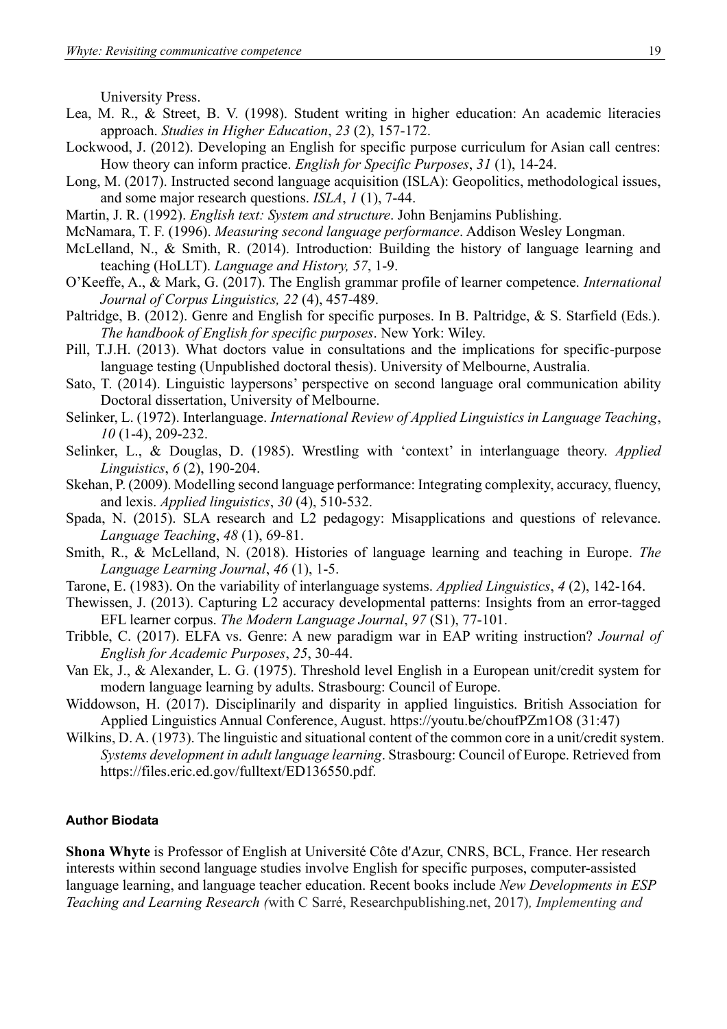University Press.

Lea, M. R., & Street, B. V. (1998). Student writing in higher education: An academic literacies approach. *Studies in Higher Education*, *23* (2), 157-172.

Lockwood, J. (2012). Developing an English for specific purpose curriculum for Asian call centres: How theory can inform practice. *English for Specific Purposes*, *31* (1), 14-24.

Long, M. (2017). Instructed second language acquisition (ISLA): Geopolitics, methodological issues, and some major research questions. *ISLA*, *1* (1), 7-44.

Martin, J. R. (1992). *English text: System and structure*. John Benjamins Publishing.

McNamara, T. F. (1996). *Measuring second language performance*. Addison Wesley Longman.

McLelland, N., & Smith, R. (2014). Introduction: Building the history of language learning and teaching (HoLLT). *Language and History, 57*, 1-9.

O'Keeffe, A., & Mark, G. (2017). The English grammar profile of learner competence. *International Journal of Corpus Linguistics, 22* (4), 457-489.

Paltridge, B. (2012). Genre and English for specific purposes. In B. Paltridge, & S. Starfield (Eds.). *The handbook of English for specific purposes*. New York: Wiley.

Pill, T.J.H. (2013). What doctors value in consultations and the implications for specific-purpose language testing (Unpublished doctoral thesis). University of Melbourne, Australia.

Sato, T. (2014). Linguistic laypersons' perspective on second language oral communication ability Doctoral dissertation, University of Melbourne.

Selinker, L. (1972). Interlanguage. *International Review of Applied Linguistics in Language Teaching*, *10* (1-4), 209-232.

Selinker, L., & Douglas, D. (1985). Wrestling with 'context' in interlanguage theory. *Applied Linguistics*, *6* (2), 190-204.

Skehan, P. (2009). Modelling second language performance: Integrating complexity, accuracy, fluency, and lexis. *Applied linguistics*, *30* (4), 510-532.

Spada, N. (2015). SLA research and L2 pedagogy: Misapplications and questions of relevance. *Language Teaching*, *48* (1), 69-81.

Smith, R., & McLelland, N. (2018). Histories of language learning and teaching in Europe. *The Language Learning Journal*, *46* (1), 1-5.

Tarone, E. (1983). On the variability of interlanguage systems. *Applied Linguistics*, *4* (2), 142-164.

Thewissen, J. (2013). Capturing L2 accuracy developmental patterns: Insights from an error-tagged EFL learner corpus. *The Modern Language Journal*, *97* (S1), 77-101.

Tribble, C. (2017). ELFA vs. Genre: A new paradigm war in EAP writing instruction? *Journal of English for Academic Purposes*, *25*, 30-44.

Van Ek, J., & Alexander, L. G. (1975). Threshold level English in a European unit/credit system for modern language learning by adults. Strasbourg: Council of Europe.

Widdowson, H. (2017). Disciplinarily and disparity in applied linguistics. British Association for Applied Linguistics Annual Conference, August. https://youtu.be/choufPZm1O8 (31:47)

Wilkins, D. A. (1973). The linguistic and situational content of the common core in a unit/credit system. *Systems development in adult language learning*. Strasbourg: Council of Europe. Retrieved from https://files.eric.ed.gov/fulltext/ED136550.pdf.

#### Author Biodata

**Shona Whyte** is Professor of English at Université Côte d'Azur, CNRS, BCL, France. Her research interests within second language studies involve English for specific purposes, computer-assisted language learning, and language teacher education. Recent books include *New Developments in ESP Teaching and Learning Research (*with C Sarré, Researchpublishing.net, 2017)*, Implementing and*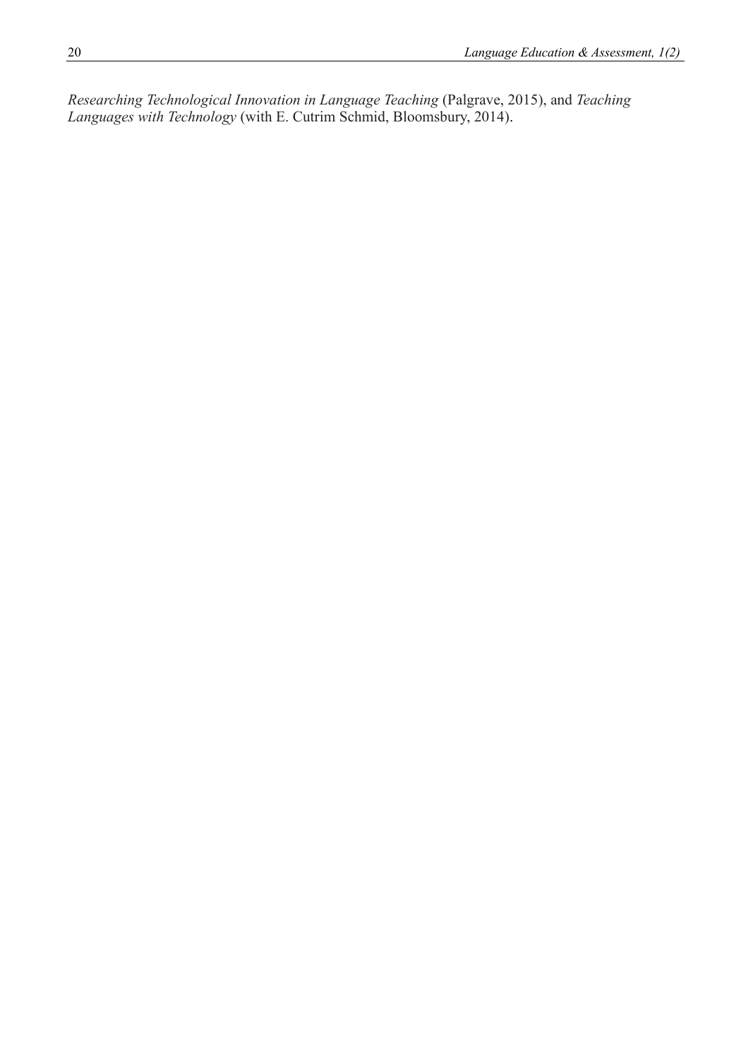*Researching Technological Innovation in Language Teaching* (Palgrave, 2015), and *Teaching Languages with Technology* (with E. Cutrim Schmid, Bloomsbury, 2014).